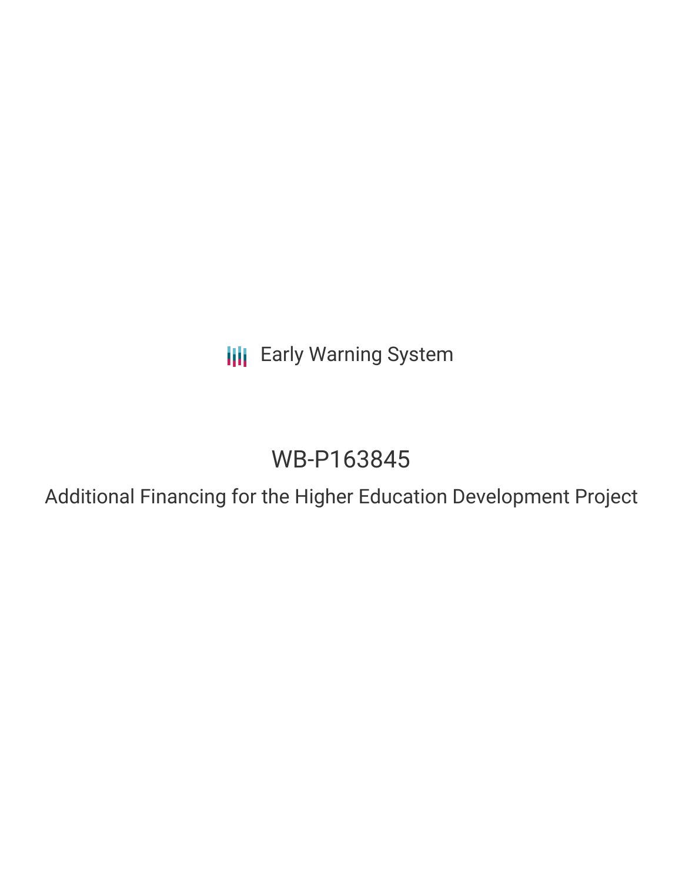Early Warning System

# WB-P163845

## Additional Financing for the Higher Education Development Project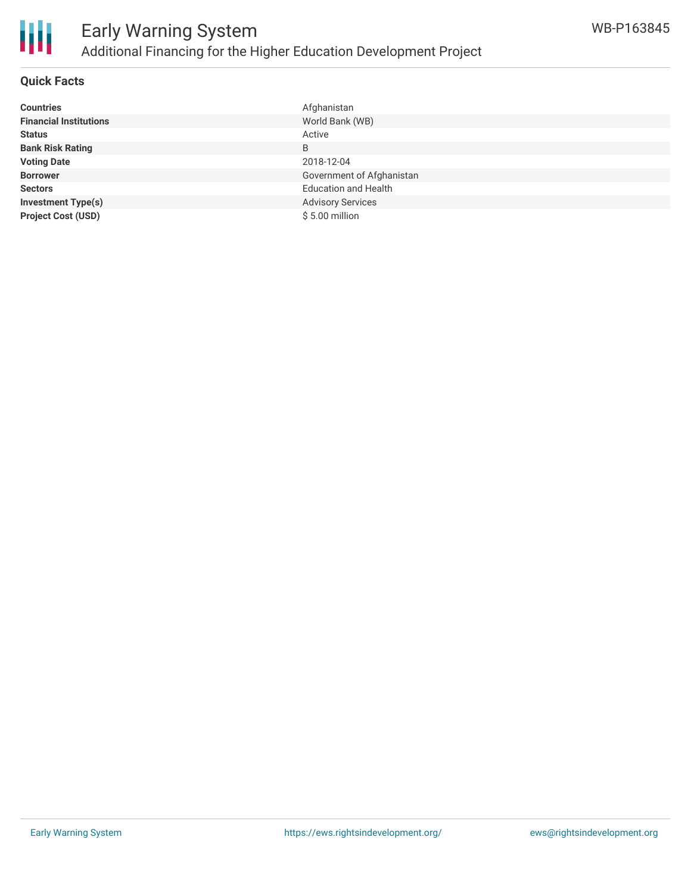# Early Warning System

## Additional Financing for the Higher Education Development Project

WB-P163845

### Quick Facts

| | |
|---|---|
| **Countries** | Afghanistan |
| **Financial Institutions** | World Bank (WB) |
| **Status** | Active |
| **Bank Risk Rating** | B |
| **Voting Date** | 2018-12-04 |
| **Borrower** | Government of Afghanistan |
| **Sectors** | Education and Health |
| **Investment Type(s)** | Advisory Services |
| **Project Cost (USD)** | $ 5.00 million |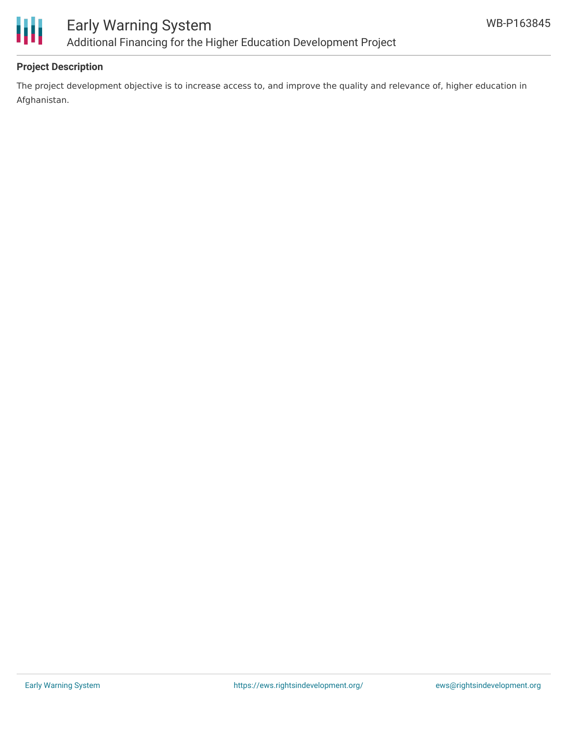### Project Description

The project development objective is to increase access to, and improve the quality and relevance of, higher education in Afghanistan.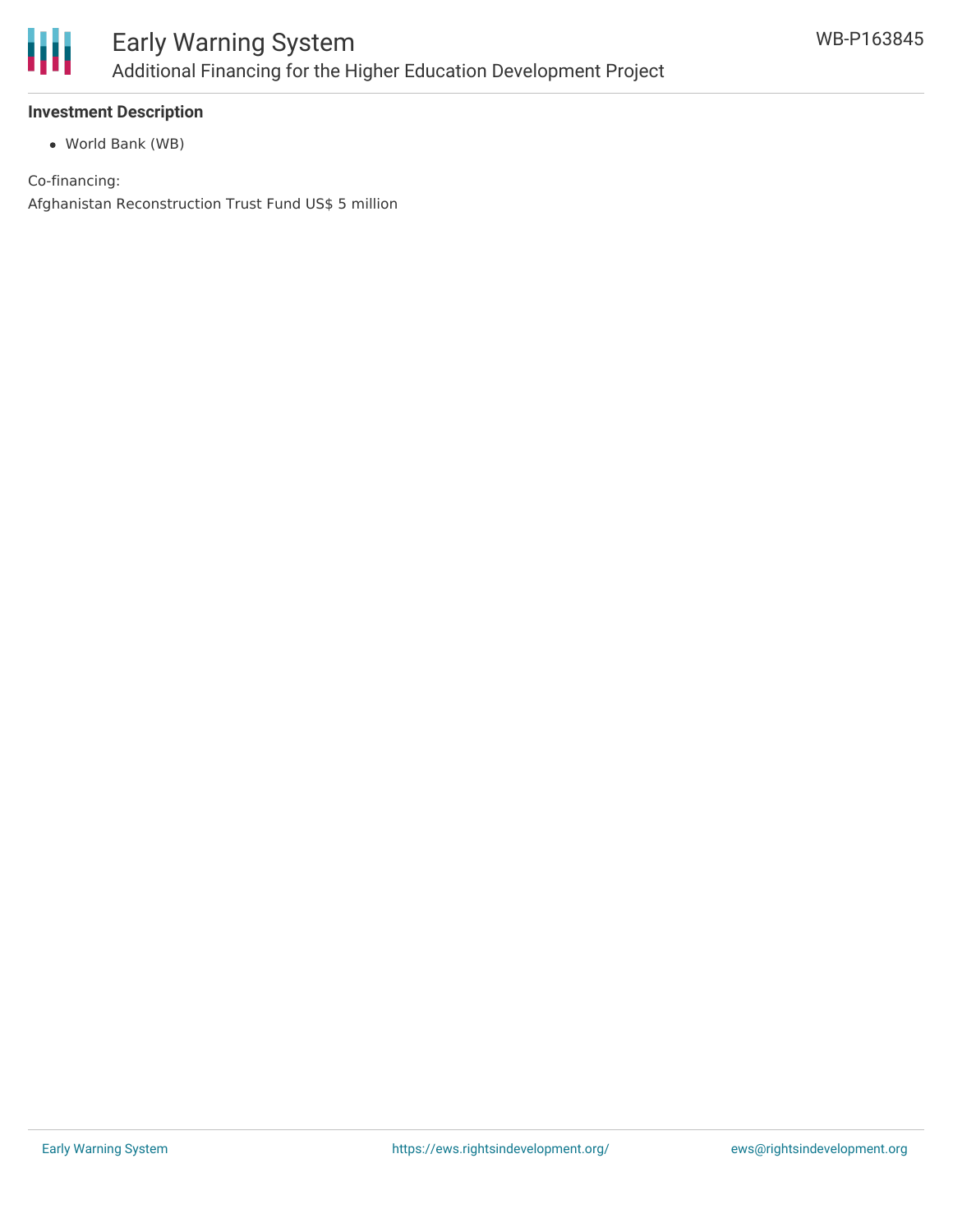**Investment Description**

- World Bank (WB)

Co-financing:

Afghanistan Reconstruction Trust Fund US$ 5 million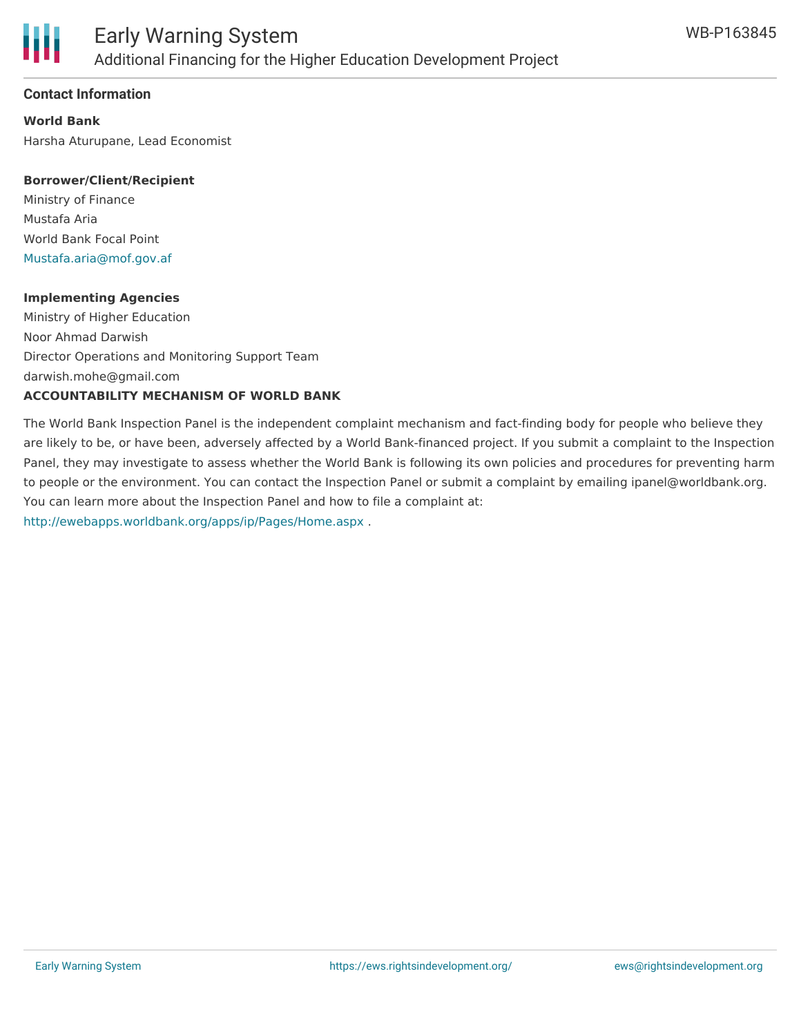## Contact Information

**World Bank**

Harsha Aturupane, Lead Economist

**Borrower/Client/Recipient**

Ministry of Finance

Mustafa Aria

World Bank Focal Point

Mustafa.aria@mof.gov.af

**Implementing Agencies**

Ministry of Higher Education

Noor Ahmad Darwish

Director Operations and Monitoring Support Team

darwish.mohe@gmail.com

**ACCOUNTABILITY MECHANISM OF WORLD BANK**

The World Bank Inspection Panel is the independent complaint mechanism and fact-finding body for people who believe they are likely to be, or have been, adversely affected by a World Bank-financed project. If you submit a complaint to the Inspection Panel, they may investigate to assess whether the World Bank is following its own policies and procedures for preventing harm to people or the environment. You can contact the Inspection Panel or submit a complaint by emailing ipanel@worldbank.org. You can learn more about the Inspection Panel and how to file a complaint at: http://ewebapps.worldbank.org/apps/ip/Pages/Home.aspx .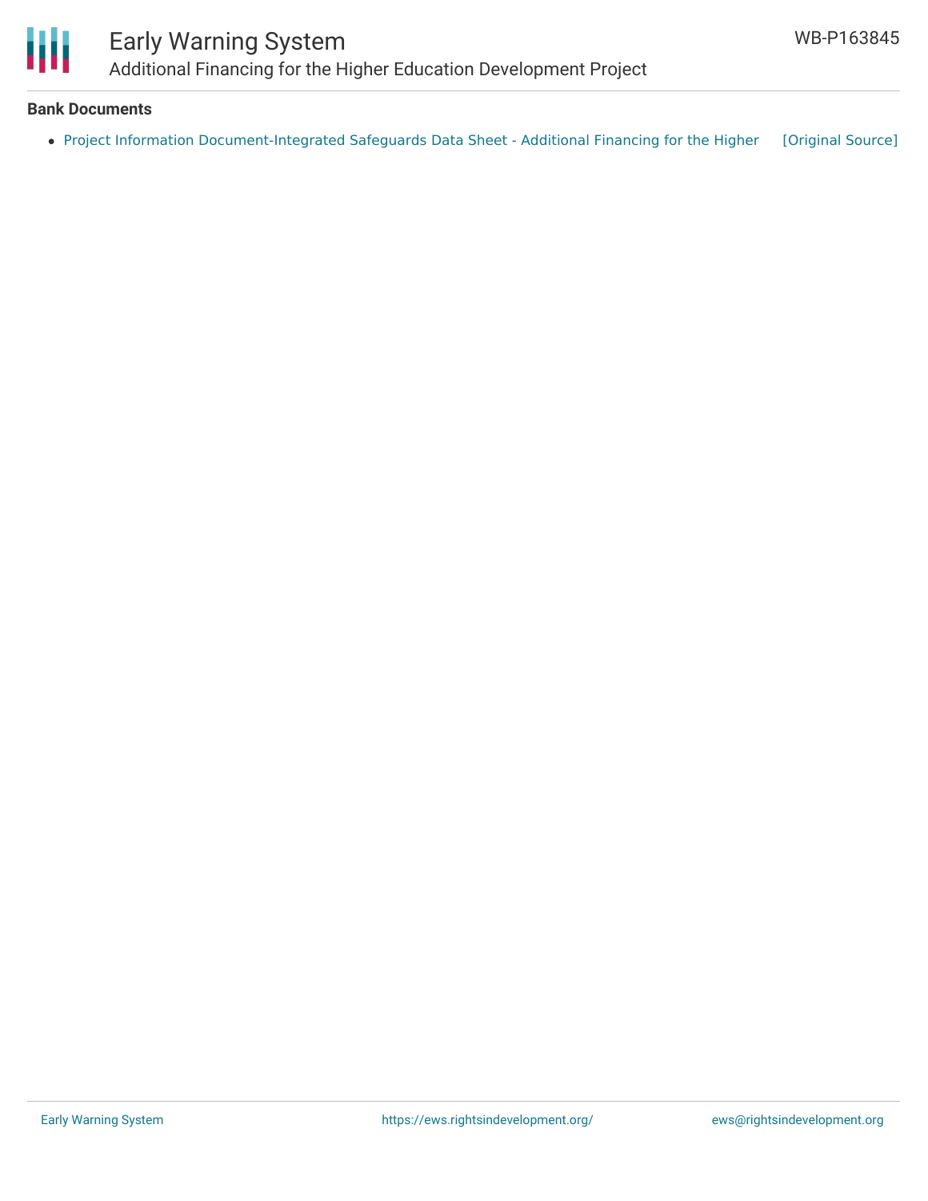## Bank Documents

- Project Information Document-Integrated Safeguards Data Sheet - Additional Financing for the Higher [Original Source]